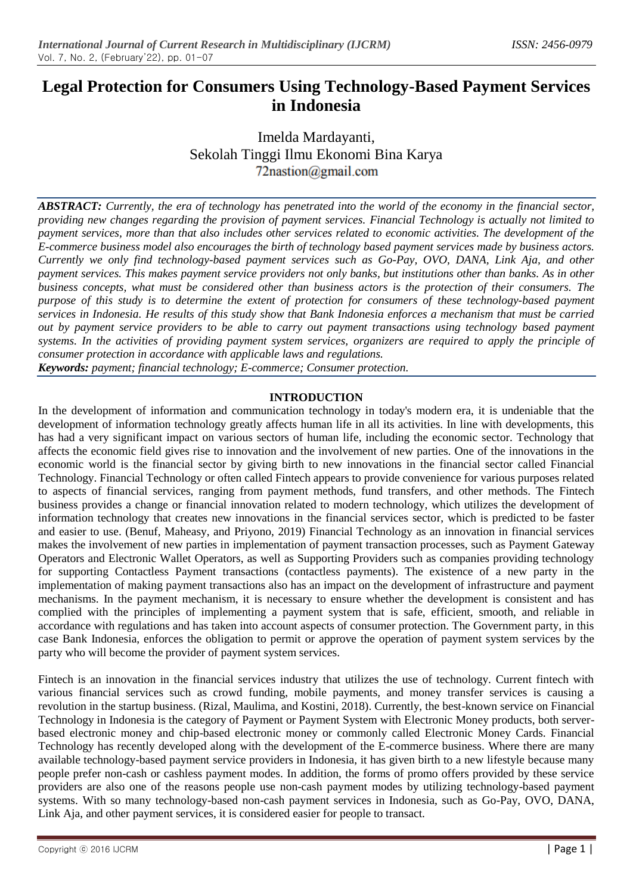# Legal Protection for Consumers Using Technology-Based Payment Services in Indonesia

Imelda Mardayanti,
Sekolah Tinggi Ilmu Ekonomi Bina Karya
72nastion@gmail.com

***ABSTRACT:*** *Currently, the era of technology has penetrated into the world of the economy in the financial sector, providing new changes regarding the provision of payment services. Financial Technology is actually not limited to payment services, more than that also includes other services related to economic activities. The development of the E-commerce business model also encourages the birth of technology based payment services made by business actors. Currently we only find technology-based payment services such as Go-Pay, OVO, DANA, Link Aja, and other payment services. This makes payment service providers not only banks, but institutions other than banks. As in other business concepts, what must be considered other than business actors is the protection of their consumers. The purpose of this study is to determine the extent of protection for consumers of these technology-based payment services in Indonesia. He results of this study show that Bank Indonesia enforces a mechanism that must be carried out by payment service providers to be able to carry out payment transactions using technology based payment systems. In the activities of providing payment system services, organizers are required to apply the principle of consumer protection in accordance with applicable laws and regulations.*

***Keywords:*** *payment; financial technology; E-commerce; Consumer protection.*

## INTRODUCTION

In the development of information and communication technology in today's modern era, it is undeniable that the development of information technology greatly affects human life in all its activities. In line with developments, this has had a very significant impact on various sectors of human life, including the economic sector. Technology that affects the economic field gives rise to innovation and the involvement of new parties. One of the innovations in the economic world is the financial sector by giving birth to new innovations in the financial sector called Financial Technology. Financial Technology or often called Fintech appears to provide convenience for various purposes related to aspects of financial services, ranging from payment methods, fund transfers, and other methods. The Fintech business provides a change or financial innovation related to modern technology, which utilizes the development of information technology that creates new innovations in the financial services sector, which is predicted to be faster and easier to use. (Benuf, Maheasy, and Priyono, 2019) Financial Technology as an innovation in financial services makes the involvement of new parties in implementation of payment transaction processes, such as Payment Gateway Operators and Electronic Wallet Operators, as well as Supporting Providers such as companies providing technology for supporting Contactless Payment transactions (contactless payments). The existence of a new party in the implementation of making payment transactions also has an impact on the development of infrastructure and payment mechanisms. In the payment mechanism, it is necessary to ensure whether the development is consistent and has complied with the principles of implementing a payment system that is safe, efficient, smooth, and reliable in accordance with regulations and has taken into account aspects of consumer protection. The Government party, in this case Bank Indonesia, enforces the obligation to permit or approve the operation of payment system services by the party who will become the provider of payment system services.

Fintech is an innovation in the financial services industry that utilizes the use of technology. Current fintech with various financial services such as crowd funding, mobile payments, and money transfer services is causing a revolution in the startup business. (Rizal, Maulima, and Kostini, 2018). Currently, the best-known service on Financial Technology in Indonesia is the category of Payment or Payment System with Electronic Money products, both server-based electronic money and chip-based electronic money or commonly called Electronic Money Cards. Financial Technology has recently developed along with the development of the E-commerce business. Where there are many available technology-based payment service providers in Indonesia, it has given birth to a new lifestyle because many people prefer non-cash or cashless payment modes. In addition, the forms of promo offers provided by these service providers are also one of the reasons people use non-cash payment modes by utilizing technology-based payment systems. With so many technology-based non-cash payment services in Indonesia, such as Go-Pay, OVO, DANA, Link Aja, and other payment services, it is considered easier for people to transact.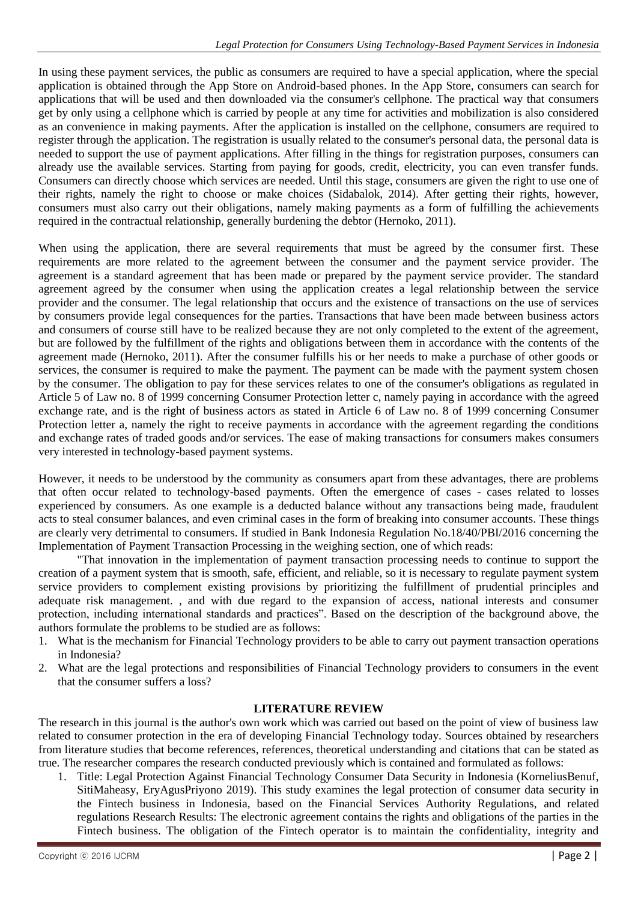In using these payment services, the public as consumers are required to have a special application, where the special application is obtained through the App Store on Android-based phones. In the App Store, consumers can search for applications that will be used and then downloaded via the consumer's cellphone. The practical way that consumers get by only using a cellphone which is carried by people at any time for activities and mobilization is also considered as an convenience in making payments. After the application is installed on the cellphone, consumers are required to register through the application. The registration is usually related to the consumer's personal data, the personal data is needed to support the use of payment applications. After filling in the things for registration purposes, consumers can already use the available services. Starting from paying for goods, credit, electricity, you can even transfer funds. Consumers can directly choose which services are needed. Until this stage, consumers are given the right to use one of their rights, namely the right to choose or make choices (Sidabalok, 2014). After getting their rights, however, consumers must also carry out their obligations, namely making payments as a form of fulfilling the achievements required in the contractual relationship, generally burdening the debtor (Hernoko, 2011).

When using the application, there are several requirements that must be agreed by the consumer first. These requirements are more related to the agreement between the consumer and the payment service provider. The agreement is a standard agreement that has been made or prepared by the payment service provider. The standard agreement agreed by the consumer when using the application creates a legal relationship between the service provider and the consumer. The legal relationship that occurs and the existence of transactions on the use of services by consumers provide legal consequences for the parties. Transactions that have been made between business actors and consumers of course still have to be realized because they are not only completed to the extent of the agreement, but are followed by the fulfillment of the rights and obligations between them in accordance with the contents of the agreement made (Hernoko, 2011). After the consumer fulfills his or her needs to make a purchase of other goods or services, the consumer is required to make the payment. The payment can be made with the payment system chosen by the consumer. The obligation to pay for these services relates to one of the consumer's obligations as regulated in Article 5 of Law no. 8 of 1999 concerning Consumer Protection letter c, namely paying in accordance with the agreed exchange rate, and is the right of business actors as stated in Article 6 of Law no. 8 of 1999 concerning Consumer Protection letter a, namely the right to receive payments in accordance with the agreement regarding the conditions and exchange rates of traded goods and/or services. The ease of making transactions for consumers makes consumers very interested in technology-based payment systems.

However, it needs to be understood by the community as consumers apart from these advantages, there are problems that often occur related to technology-based payments. Often the emergence of cases - cases related to losses experienced by consumers. As one example is a deducted balance without any transactions being made, fraudulent acts to steal consumer balances, and even criminal cases in the form of breaking into consumer accounts. These things are clearly very detrimental to consumers. If studied in Bank Indonesia Regulation No.18/40/PBI/2016 concerning the Implementation of Payment Transaction Processing in the weighing section, one of which reads:

"That innovation in the implementation of payment transaction processing needs to continue to support the creation of a payment system that is smooth, safe, efficient, and reliable, so it is necessary to regulate payment system service providers to complement existing provisions by prioritizing the fulfillment of prudential principles and adequate risk management. , and with due regard to the expansion of access, national interests and consumer protection, including international standards and practices". Based on the description of the background above, the authors formulate the problems to be studied are as follows:

1. What is the mechanism for Financial Technology providers to be able to carry out payment transaction operations in Indonesia?
2. What are the legal protections and responsibilities of Financial Technology providers to consumers in the event that the consumer suffers a loss?

## LITERATURE REVIEW

The research in this journal is the author's own work which was carried out based on the point of view of business law related to consumer protection in the era of developing Financial Technology today. Sources obtained by researchers from literature studies that become references, references, theoretical understanding and citations that can be stated as true. The researcher compares the research conducted previously which is contained and formulated as follows:

1. Title: Legal Protection Against Financial Technology Consumer Data Security in Indonesia (KorneliusBenuf, SitiMaheasy, EryAgusPriyono 2019). This study examines the legal protection of consumer data security in the Fintech business in Indonesia, based on the Financial Services Authority Regulations, and related regulations Research Results: The electronic agreement contains the rights and obligations of the parties in the Fintech business. The obligation of the Fintech operator is to maintain the confidentiality, integrity and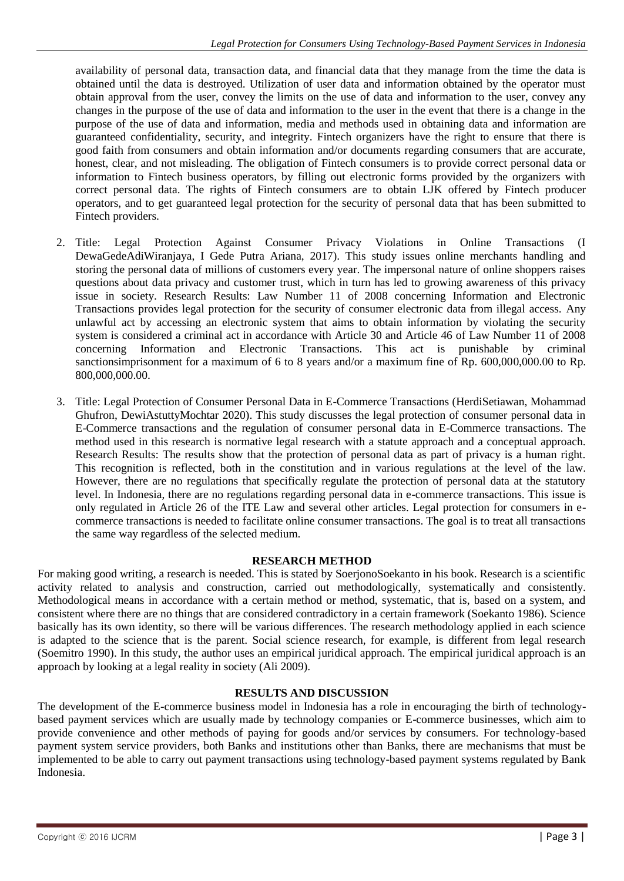availability of personal data, transaction data, and financial data that they manage from the time the data is obtained until the data is destroyed. Utilization of user data and information obtained by the operator must obtain approval from the user, convey the limits on the use of data and information to the user, convey any changes in the purpose of the use of data and information to the user in the event that there is a change in the purpose of the use of data and information, media and methods used in obtaining data and information are guaranteed confidentiality, security, and integrity. Fintech organizers have the right to ensure that there is good faith from consumers and obtain information and/or documents regarding consumers that are accurate, honest, clear, and not misleading. The obligation of Fintech consumers is to provide correct personal data or information to Fintech business operators, by filling out electronic forms provided by the organizers with correct personal data. The rights of Fintech consumers are to obtain LJK offered by Fintech producer operators, and to get guaranteed legal protection for the security of personal data that has been submitted to Fintech providers.

2. Title: Legal Protection Against Consumer Privacy Violations in Online Transactions (I DewaGedeAdiWiranjaya, I Gede Putra Ariana, 2017). This study issues online merchants handling and storing the personal data of millions of customers every year. The impersonal nature of online shoppers raises questions about data privacy and customer trust, which in turn has led to growing awareness of this privacy issue in society. Research Results: Law Number 11 of 2008 concerning Information and Electronic Transactions provides legal protection for the security of consumer electronic data from illegal access. Any unlawful act by accessing an electronic system that aims to obtain information by violating the security system is considered a criminal act in accordance with Article 30 and Article 46 of Law Number 11 of 2008 concerning Information and Electronic Transactions. This act is punishable by criminal sanctionsimprisonment for a maximum of 6 to 8 years and/or a maximum fine of Rp. 600,000,000.00 to Rp. 800,000,000.00.

3. Title: Legal Protection of Consumer Personal Data in E-Commerce Transactions (HerdiSetiawan, Mohammad Ghufron, DewiAstuttyMochtar 2020). This study discusses the legal protection of consumer personal data in E-Commerce transactions and the regulation of consumer personal data in E-Commerce transactions. The method used in this research is normative legal research with a statute approach and a conceptual approach. Research Results: The results show that the protection of personal data as part of privacy is a human right. This recognition is reflected, both in the constitution and in various regulations at the level of the law. However, there are no regulations that specifically regulate the protection of personal data at the statutory level. In Indonesia, there are no regulations regarding personal data in e-commerce transactions. This issue is only regulated in Article 26 of the ITE Law and several other articles. Legal protection for consumers in e-commerce transactions is needed to facilitate online consumer transactions. The goal is to treat all transactions the same way regardless of the selected medium.

## RESEARCH METHOD

For making good writing, a research is needed. This is stated by SoerjonoSoekanto in his book. Research is a scientific activity related to analysis and construction, carried out methodologically, systematically and consistently. Methodological means in accordance with a certain method or method, systematic, that is, based on a system, and consistent where there are no things that are considered contradictory in a certain framework (Soekanto 1986). Science basically has its own identity, so there will be various differences. The research methodology applied in each science is adapted to the science that is the parent. Social science research, for example, is different from legal research (Soemitro 1990). In this study, the author uses an empirical juridical approach. The empirical juridical approach is an approach by looking at a legal reality in society (Ali 2009).

## RESULTS AND DISCUSSION

The development of the E-commerce business model in Indonesia has a role in encouraging the birth of technology-based payment services which are usually made by technology companies or E-commerce businesses, which aim to provide convenience and other methods of paying for goods and/or services by consumers. For technology-based payment system service providers, both Banks and institutions other than Banks, there are mechanisms that must be implemented to be able to carry out payment transactions using technology-based payment systems regulated by Bank Indonesia.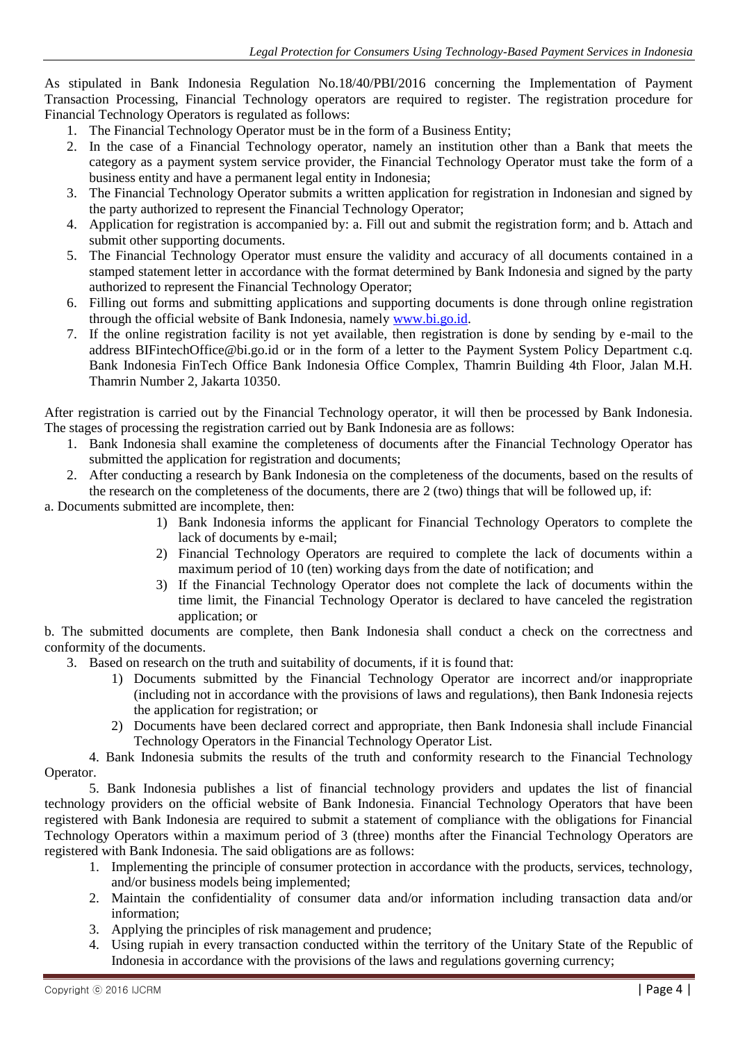As stipulated in Bank Indonesia Regulation No.18/40/PBI/2016 concerning the Implementation of Payment Transaction Processing, Financial Technology operators are required to register. The registration procedure for Financial Technology Operators is regulated as follows:

1. The Financial Technology Operator must be in the form of a Business Entity;
2. In the case of a Financial Technology operator, namely an institution other than a Bank that meets the category as a payment system service provider, the Financial Technology Operator must take the form of a business entity and have a permanent legal entity in Indonesia;
3. The Financial Technology Operator submits a written application for registration in Indonesian and signed by the party authorized to represent the Financial Technology Operator;
4. Application for registration is accompanied by: a. Fill out and submit the registration form; and b. Attach and submit other supporting documents.
5. The Financial Technology Operator must ensure the validity and accuracy of all documents contained in a stamped statement letter in accordance with the format determined by Bank Indonesia and signed by the party authorized to represent the Financial Technology Operator;
6. Filling out forms and submitting applications and supporting documents is done through online registration through the official website of Bank Indonesia, namely www.bi.go.id.
7. If the online registration facility is not yet available, then registration is done by sending by e-mail to the address BIFintechOffice@bi.go.id or in the form of a letter to the Payment System Policy Department c.q. Bank Indonesia FinTech Office Bank Indonesia Office Complex, Thamrin Building 4th Floor, Jalan M.H. Thamrin Number 2, Jakarta 10350.

After registration is carried out by the Financial Technology operator, it will then be processed by Bank Indonesia. The stages of processing the registration carried out by Bank Indonesia are as follows:

1. Bank Indonesia shall examine the completeness of documents after the Financial Technology Operator has submitted the application for registration and documents;
2. After conducting a research by Bank Indonesia on the completeness of the documents, based on the results of the research on the completeness of the documents, there are 2 (two) things that will be followed up, if:

a. Documents submitted are incomplete, then:

1) Bank Indonesia informs the applicant for Financial Technology Operators to complete the lack of documents by e-mail;
2) Financial Technology Operators are required to complete the lack of documents within a maximum period of 10 (ten) working days from the date of notification; and
3) If the Financial Technology Operator does not complete the lack of documents within the time limit, the Financial Technology Operator is declared to have canceled the registration application; or

b. The submitted documents are complete, then Bank Indonesia shall conduct a check on the correctness and conformity of the documents.

3. Based on research on the truth and suitability of documents, if it is found that:
   1) Documents submitted by the Financial Technology Operator are incorrect and/or inappropriate (including not in accordance with the provisions of laws and regulations), then Bank Indonesia rejects the application for registration; or
   2) Documents have been declared correct and appropriate, then Bank Indonesia shall include Financial Technology Operators in the Financial Technology Operator List.

4. Bank Indonesia submits the results of the truth and conformity research to the Financial Technology Operator.

5. Bank Indonesia publishes a list of financial technology providers and updates the list of financial technology providers on the official website of Bank Indonesia. Financial Technology Operators that have been registered with Bank Indonesia are required to submit a statement of compliance with the obligations for Financial Technology Operators within a maximum period of 3 (three) months after the Financial Technology Operators are registered with Bank Indonesia. The said obligations are as follows:

1. Implementing the principle of consumer protection in accordance with the products, services, technology, and/or business models being implemented;
2. Maintain the confidentiality of consumer data and/or information including transaction data and/or information;
3. Applying the principles of risk management and prudence;
4. Using rupiah in every transaction conducted within the territory of the Unitary State of the Republic of Indonesia in accordance with the provisions of the laws and regulations governing currency;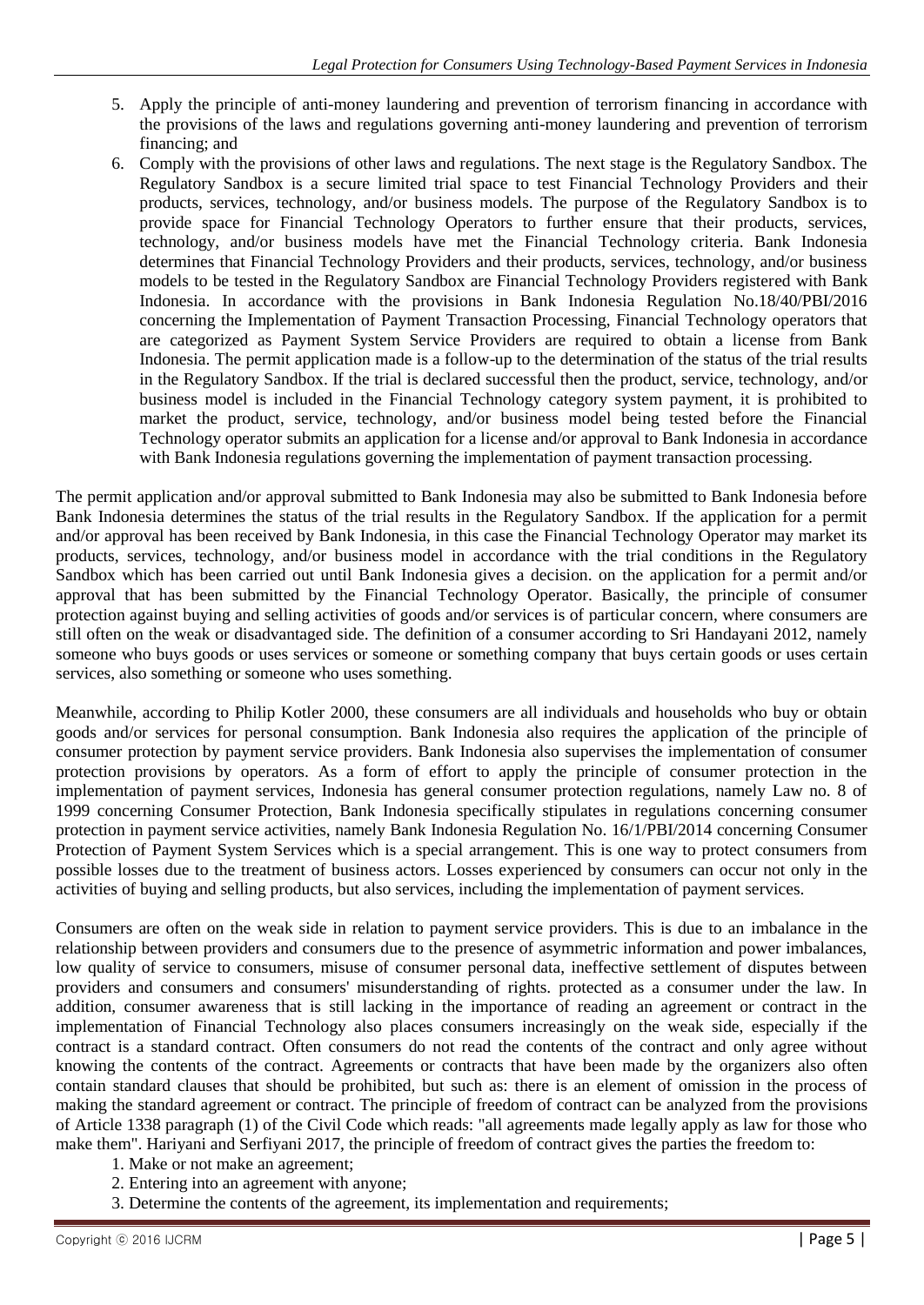5. Apply the principle of anti-money laundering and prevention of terrorism financing in accordance with the provisions of the laws and regulations governing anti-money laundering and prevention of terrorism financing; and
6. Comply with the provisions of other laws and regulations. The next stage is the Regulatory Sandbox. The Regulatory Sandbox is a secure limited trial space to test Financial Technology Providers and their products, services, technology, and/or business models. The purpose of the Regulatory Sandbox is to provide space for Financial Technology Operators to further ensure that their products, services, technology, and/or business models have met the Financial Technology criteria. Bank Indonesia determines that Financial Technology Providers and their products, services, technology, and/or business models to be tested in the Regulatory Sandbox are Financial Technology Providers registered with Bank Indonesia. In accordance with the provisions in Bank Indonesia Regulation No.18/40/PBI/2016 concerning the Implementation of Payment Transaction Processing, Financial Technology operators that are categorized as Payment System Service Providers are required to obtain a license from Bank Indonesia. The permit application made is a follow-up to the determination of the status of the trial results in the Regulatory Sandbox. If the trial is declared successful then the product, service, technology, and/or business model is included in the Financial Technology category system payment, it is prohibited to market the product, service, technology, and/or business model being tested before the Financial Technology operator submits an application for a license and/or approval to Bank Indonesia in accordance with Bank Indonesia regulations governing the implementation of payment transaction processing.

The permit application and/or approval submitted to Bank Indonesia may also be submitted to Bank Indonesia before Bank Indonesia determines the status of the trial results in the Regulatory Sandbox. If the application for a permit and/or approval has been received by Bank Indonesia, in this case the Financial Technology Operator may market its products, services, technology, and/or business model in accordance with the trial conditions in the Regulatory Sandbox which has been carried out until Bank Indonesia gives a decision. on the application for a permit and/or approval that has been submitted by the Financial Technology Operator. Basically, the principle of consumer protection against buying and selling activities of goods and/or services is of particular concern, where consumers are still often on the weak or disadvantaged side. The definition of a consumer according to Sri Handayani 2012, namely someone who buys goods or uses services or someone or something company that buys certain goods or uses certain services, also something or someone who uses something.

Meanwhile, according to Philip Kotler 2000, these consumers are all individuals and households who buy or obtain goods and/or services for personal consumption. Bank Indonesia also requires the application of the principle of consumer protection by payment service providers. Bank Indonesia also supervises the implementation of consumer protection provisions by operators. As a form of effort to apply the principle of consumer protection in the implementation of payment services, Indonesia has general consumer protection regulations, namely Law no. 8 of 1999 concerning Consumer Protection, Bank Indonesia specifically stipulates in regulations concerning consumer protection in payment service activities, namely Bank Indonesia Regulation No. 16/1/PBI/2014 concerning Consumer Protection of Payment System Services which is a special arrangement. This is one way to protect consumers from possible losses due to the treatment of business actors. Losses experienced by consumers can occur not only in the activities of buying and selling products, but also services, including the implementation of payment services.

Consumers are often on the weak side in relation to payment service providers. This is due to an imbalance in the relationship between providers and consumers due to the presence of asymmetric information and power imbalances, low quality of service to consumers, misuse of consumer personal data, ineffective settlement of disputes between providers and consumers and consumers' misunderstanding of rights. protected as a consumer under the law. In addition, consumer awareness that is still lacking in the importance of reading an agreement or contract in the implementation of Financial Technology also places consumers increasingly on the weak side, especially if the contract is a standard contract. Often consumers do not read the contents of the contract and only agree without knowing the contents of the contract. Agreements or contracts that have been made by the organizers also often contain standard clauses that should be prohibited, but such as: there is an element of omission in the process of making the standard agreement or contract. The principle of freedom of contract can be analyzed from the provisions of Article 1338 paragraph (1) of the Civil Code which reads: "all agreements made legally apply as law for those who make them". Hariyani and Serfiyani 2017, the principle of freedom of contract gives the parties the freedom to:

1. Make or not make an agreement;
2. Entering into an agreement with anyone;
3. Determine the contents of the agreement, its implementation and requirements;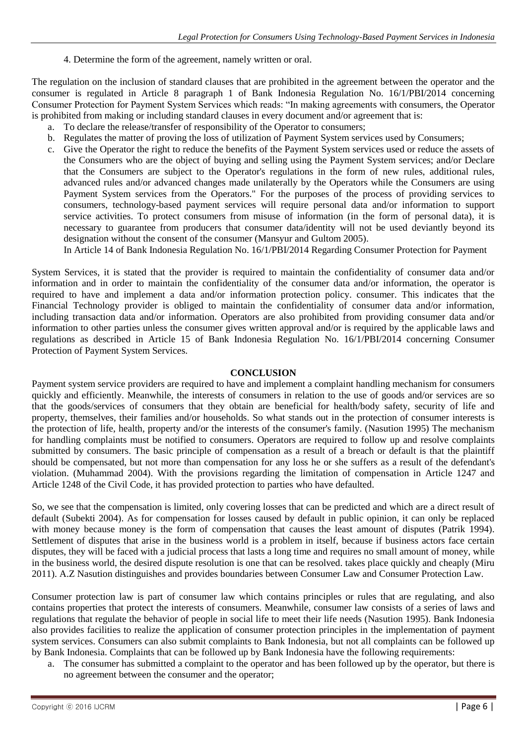4. Determine the form of the agreement, namely written or oral.

The regulation on the inclusion of standard clauses that are prohibited in the agreement between the operator and the consumer is regulated in Article 8 paragraph 1 of Bank Indonesia Regulation No. 16/1/PBI/2014 concerning Consumer Protection for Payment System Services which reads: "In making agreements with consumers, the Operator is prohibited from making or including standard clauses in every document and/or agreement that is:

a. To declare the release/transfer of responsibility of the Operator to consumers;
b. Regulates the matter of proving the loss of utilization of Payment System services used by Consumers;
c. Give the Operator the right to reduce the benefits of the Payment System services used or reduce the assets of the Consumers who are the object of buying and selling using the Payment System services; and/or Declare that the Consumers are subject to the Operator's regulations in the form of new rules, additional rules, advanced rules and/or advanced changes made unilaterally by the Operators while the Consumers are using Payment System services from the Operators." For the purposes of the process of providing services to consumers, technology-based payment services will require personal data and/or information to support service activities. To protect consumers from misuse of information (in the form of personal data), it is necessary to guarantee from producers that consumer data/identity will not be used deviantly beyond its designation without the consent of the consumer (Mansyur and Gultom 2005).

   In Article 14 of Bank Indonesia Regulation No. 16/1/PBI/2014 Regarding Consumer Protection for Payment

System Services, it is stated that the provider is required to maintain the confidentiality of consumer data and/or information and in order to maintain the confidentiality of the consumer data and/or information, the operator is required to have and implement a data and/or information protection policy. consumer. This indicates that the Financial Technology provider is obliged to maintain the confidentiality of consumer data and/or information, including transaction data and/or information. Operators are also prohibited from providing consumer data and/or information to other parties unless the consumer gives written approval and/or is required by the applicable laws and regulations as described in Article 15 of Bank Indonesia Regulation No. 16/1/PBI/2014 concerning Consumer Protection of Payment System Services.

## CONCLUSION

Payment system service providers are required to have and implement a complaint handling mechanism for consumers quickly and efficiently. Meanwhile, the interests of consumers in relation to the use of goods and/or services are so that the goods/services of consumers that they obtain are beneficial for health/body safety, security of life and property, themselves, their families and/or households. So what stands out in the protection of consumer interests is the protection of life, health, property and/or the interests of the consumer's family. (Nasution 1995) The mechanism for handling complaints must be notified to consumers. Operators are required to follow up and resolve complaints submitted by consumers. The basic principle of compensation as a result of a breach or default is that the plaintiff should be compensated, but not more than compensation for any loss he or she suffers as a result of the defendant's violation. (Muhammad 2004). With the provisions regarding the limitation of compensation in Article 1247 and Article 1248 of the Civil Code, it has provided protection to parties who have defaulted.

So, we see that the compensation is limited, only covering losses that can be predicted and which are a direct result of default (Subekti 2004). As for compensation for losses caused by default in public opinion, it can only be replaced with money because money is the form of compensation that causes the least amount of disputes (Patrik 1994). Settlement of disputes that arise in the business world is a problem in itself, because if business actors face certain disputes, they will be faced with a judicial process that lasts a long time and requires no small amount of money, while in the business world, the desired dispute resolution is one that can be resolved. takes place quickly and cheaply (Miru 2011). A.Z Nasution distinguishes and provides boundaries between Consumer Law and Consumer Protection Law.

Consumer protection law is part of consumer law which contains principles or rules that are regulating, and also contains properties that protect the interests of consumers. Meanwhile, consumer law consists of a series of laws and regulations that regulate the behavior of people in social life to meet their life needs (Nasution 1995). Bank Indonesia also provides facilities to realize the application of consumer protection principles in the implementation of payment system services. Consumers can also submit complaints to Bank Indonesia, but not all complaints can be followed up by Bank Indonesia. Complaints that can be followed up by Bank Indonesia have the following requirements:

a. The consumer has submitted a complaint to the operator and has been followed up by the operator, but there is no agreement between the consumer and the operator;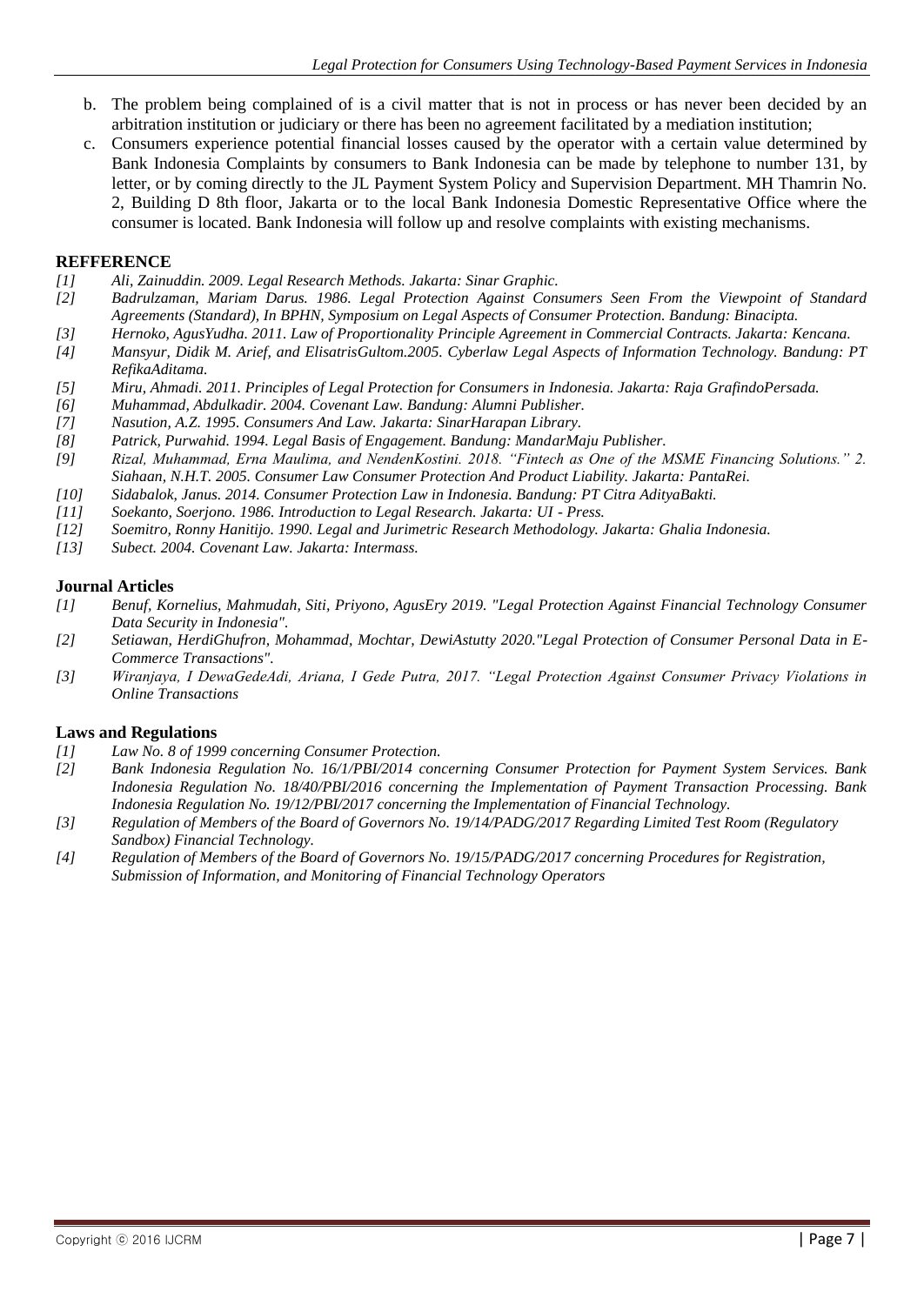b. The problem being complained of is a civil matter that is not in process or has never been decided by an arbitration institution or judiciary or there has been no agreement facilitated by a mediation institution;

c. Consumers experience potential financial losses caused by the operator with a certain value determined by Bank Indonesia Complaints by consumers to Bank Indonesia can be made by telephone to number 131, by letter, or by coming directly to the JL Payment System Policy and Supervision Department. MH Thamrin No. 2, Building D 8th floor, Jakarta or to the local Bank Indonesia Domestic Representative Office where the consumer is located. Bank Indonesia will follow up and resolve complaints with existing mechanisms.

## REFFERENCE

*[1] Ali, Zainuddin. 2009. Legal Research Methods. Jakarta: Sinar Graphic.*

*[2] Badrulzaman, Mariam Darus. 1986. Legal Protection Against Consumers Seen From the Viewpoint of Standard Agreements (Standard), In BPHN, Symposium on Legal Aspects of Consumer Protection. Bandung: Binacipta.*

*[3] Hernoko, AgusYudha. 2011. Law of Proportionality Principle Agreement in Commercial Contracts. Jakarta: Kencana.*

*[4] Mansyur, Didik M. Arief, and ElisatrisGultom.2005. Cyberlaw Legal Aspects of Information Technology. Bandung: PT RefikaAditama.*

*[5] Miru, Ahmadi. 2011. Principles of Legal Protection for Consumers in Indonesia. Jakarta: Raja GrafindoPersada.*

*[6] Muhammad, Abdulkadir. 2004. Covenant Law. Bandung: Alumni Publisher.*

*[7] Nasution, A.Z. 1995. Consumers And Law. Jakarta: SinarHarapan Library.*

*[8] Patrick, Purwahid. 1994. Legal Basis of Engagement. Bandung: MandarMaju Publisher.*

*[9] Rizal, Muhammad, Erna Maulima, and NendenKostini. 2018. "Fintech as One of the MSME Financing Solutions." 2. Siahaan, N.H.T. 2005. Consumer Law Consumer Protection And Product Liability. Jakarta: PantaRei.*

*[10] Sidabalok, Janus. 2014. Consumer Protection Law in Indonesia. Bandung: PT Citra AdityaBakti.*

*[11] Soekanto, Soerjono. 1986. Introduction to Legal Research. Jakarta: UI - Press.*

*[12] Soemitro, Ronny Hanitijo. 1990. Legal and Jurimetric Research Methodology. Jakarta: Ghalia Indonesia.*

*[13] Subect. 2004. Covenant Law. Jakarta: Intermass.*

## Journal Articles

*[1] Benuf, Kornelius, Mahmudah, Siti, Priyono, AgusEry 2019. "Legal Protection Against Financial Technology Consumer Data Security in Indonesia".*

*[2] Setiawan, HerdiGhufron, Mohammad, Mochtar, DewiAstutty 2020."Legal Protection of Consumer Personal Data in E-Commerce Transactions".*

*[3] Wiranjaya, I DewaGedeAdi, Ariana, I Gede Putra, 2017. "Legal Protection Against Consumer Privacy Violations in Online Transactions*

## Laws and Regulations

*[1] Law No. 8 of 1999 concerning Consumer Protection.*

*[2] Bank Indonesia Regulation No. 16/1/PBI/2014 concerning Consumer Protection for Payment System Services. Bank Indonesia Regulation No. 18/40/PBI/2016 concerning the Implementation of Payment Transaction Processing. Bank Indonesia Regulation No. 19/12/PBI/2017 concerning the Implementation of Financial Technology.*

*[3] Regulation of Members of the Board of Governors No. 19/14/PADG/2017 Regarding Limited Test Room (Regulatory Sandbox) Financial Technology.*

*[4] Regulation of Members of the Board of Governors No. 19/15/PADG/2017 concerning Procedures for Registration, Submission of Information, and Monitoring of Financial Technology Operators*